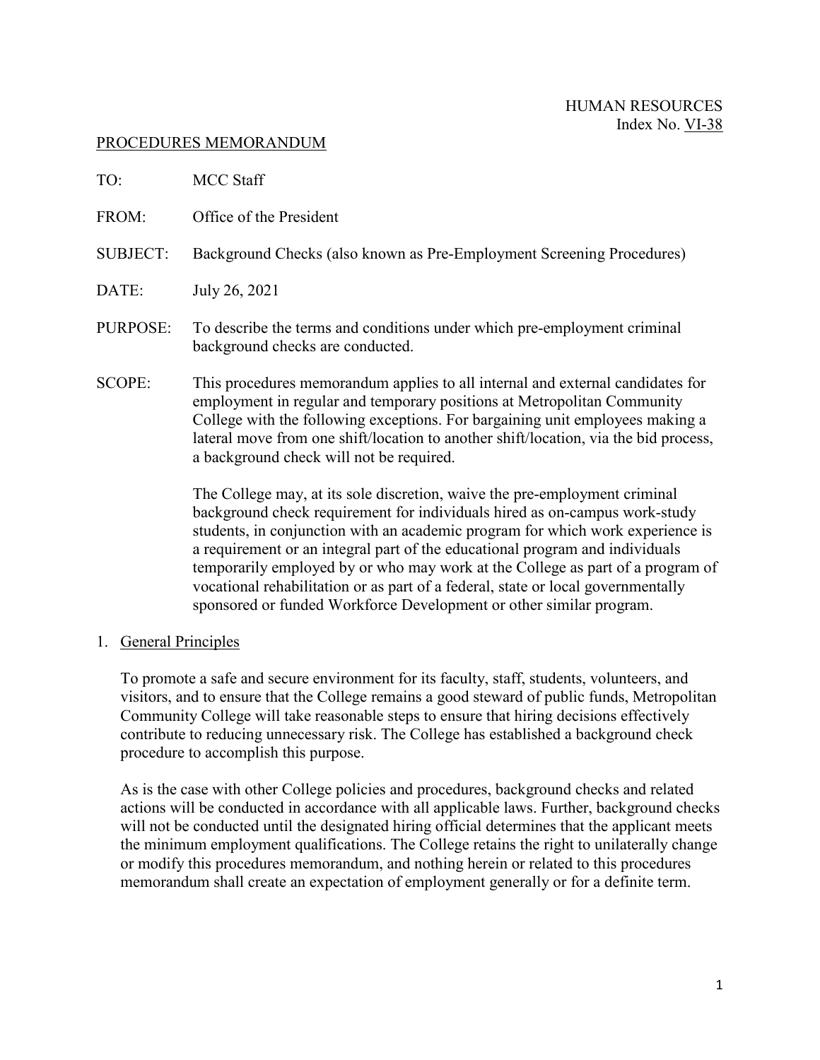HUMAN RESOURCES
Index No. VI-38

PROCEDURES MEMORANDUM

TO: MCC Staff

FROM: Office of the President

SUBJECT: Background Checks (also known as Pre-Employment Screening Procedures)

DATE: July 26, 2021

PURPOSE: To describe the terms and conditions under which pre-employment criminal background checks are conducted.

SCOPE: This procedures memorandum applies to all internal and external candidates for employment in regular and temporary positions at Metropolitan Community College with the following exceptions. For bargaining unit employees making a lateral move from one shift/location to another shift/location, via the bid process, a background check will not be required.

The College may, at its sole discretion, waive the pre-employment criminal background check requirement for individuals hired as on-campus work-study students, in conjunction with an academic program for which work experience is a requirement or an integral part of the educational program and individuals temporarily employed by or who may work at the College as part of a program of vocational rehabilitation or as part of a federal, state or local governmentally sponsored or funded Workforce Development or other similar program.

## 1. General Principles

To promote a safe and secure environment for its faculty, staff, students, volunteers, and visitors, and to ensure that the College remains a good steward of public funds, Metropolitan Community College will take reasonable steps to ensure that hiring decisions effectively contribute to reducing unnecessary risk. The College has established a background check procedure to accomplish this purpose.

As is the case with other College policies and procedures, background checks and related actions will be conducted in accordance with all applicable laws. Further, background checks will not be conducted until the designated hiring official determines that the applicant meets the minimum employment qualifications. The College retains the right to unilaterally change or modify this procedures memorandum, and nothing herein or related to this procedures memorandum shall create an expectation of employment generally or for a definite term.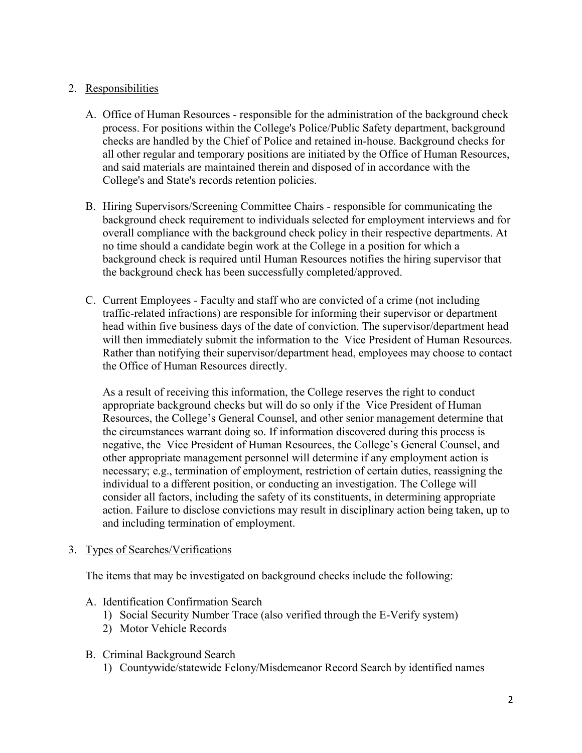2. <u>Responsibilities</u>

   A. Office of Human Resources - responsible for the administration of the background check process. For positions within the College's Police/Public Safety department, background checks are handled by the Chief of Police and retained in-house. Background checks for all other regular and temporary positions are initiated by the Office of Human Resources, and said materials are maintained therein and disposed of in accordance with the College's and State's records retention policies.

   B. Hiring Supervisors/Screening Committee Chairs - responsible for communicating the background check requirement to individuals selected for employment interviews and for overall compliance with the background check policy in their respective departments. At no time should a candidate begin work at the College in a position for which a background check is required until Human Resources notifies the hiring supervisor that the background check has been successfully completed/approved.

   C. Current Employees - Faculty and staff who are convicted of a crime (not including traffic-related infractions) are responsible for informing their supervisor or department head within five business days of the date of conviction. The supervisor/department head will then immediately submit the information to the Vice President of Human Resources. Rather than notifying their supervisor/department head, employees may choose to contact the Office of Human Resources directly.

      As a result of receiving this information, the College reserves the right to conduct appropriate background checks but will do so only if the Vice President of Human Resources, the College's General Counsel, and other senior management determine that the circumstances warrant doing so. If information discovered during this process is negative, the Vice President of Human Resources, the College's General Counsel, and other appropriate management personnel will determine if any employment action is necessary; e.g., termination of employment, restriction of certain duties, reassigning the individual to a different position, or conducting an investigation. The College will consider all factors, including the safety of its constituents, in determining appropriate action. Failure to disclose convictions may result in disciplinary action being taken, up to and including termination of employment.

3. <u>Types of Searches/Verifications</u>

   The items that may be investigated on background checks include the following:

   A. Identification Confirmation Search
      1) Social Security Number Trace (also verified through the E-Verify system)
      2) Motor Vehicle Records

   B. Criminal Background Search
      1) Countywide/statewide Felony/Misdemeanor Record Search by identified names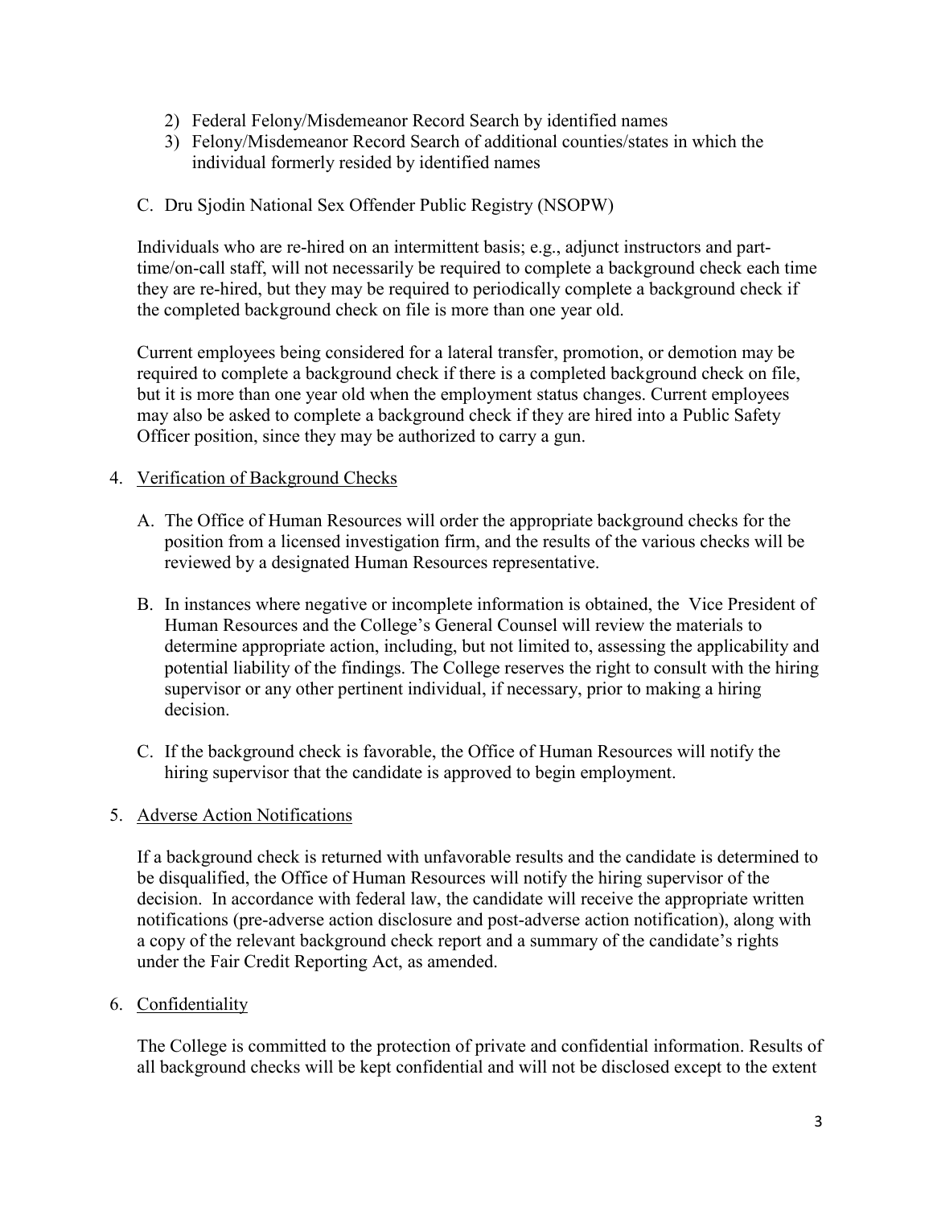2) Federal Felony/Misdemeanor Record Search by identified names
3) Felony/Misdemeanor Record Search of additional counties/states in which the individual formerly resided by identified names

C. Dru Sjodin National Sex Offender Public Registry (NSOPW)

Individuals who are re-hired on an intermittent basis; e.g., adjunct instructors and part-time/on-call staff, will not necessarily be required to complete a background check each time they are re-hired, but they may be required to periodically complete a background check if the completed background check on file is more than one year old.

Current employees being considered for a lateral transfer, promotion, or demotion may be required to complete a background check if there is a completed background check on file, but it is more than one year old when the employment status changes. Current employees may also be asked to complete a background check if they are hired into a Public Safety Officer position, since they may be authorized to carry a gun.

4. Verification of Background Checks

   A. The Office of Human Resources will order the appropriate background checks for the position from a licensed investigation firm, and the results of the various checks will be reviewed by a designated Human Resources representative.

   B. In instances where negative or incomplete information is obtained, the Vice President of Human Resources and the College's General Counsel will review the materials to determine appropriate action, including, but not limited to, assessing the applicability and potential liability of the findings. The College reserves the right to consult with the hiring supervisor or any other pertinent individual, if necessary, prior to making a hiring decision.

   C. If the background check is favorable, the Office of Human Resources will notify the hiring supervisor that the candidate is approved to begin employment.

5. Adverse Action Notifications

   If a background check is returned with unfavorable results and the candidate is determined to be disqualified, the Office of Human Resources will notify the hiring supervisor of the decision. In accordance with federal law, the candidate will receive the appropriate written notifications (pre-adverse action disclosure and post-adverse action notification), along with a copy of the relevant background check report and a summary of the candidate's rights under the Fair Credit Reporting Act, as amended.

6. Confidentiality

   The College is committed to the protection of private and confidential information. Results of all background checks will be kept confidential and will not be disclosed except to the extent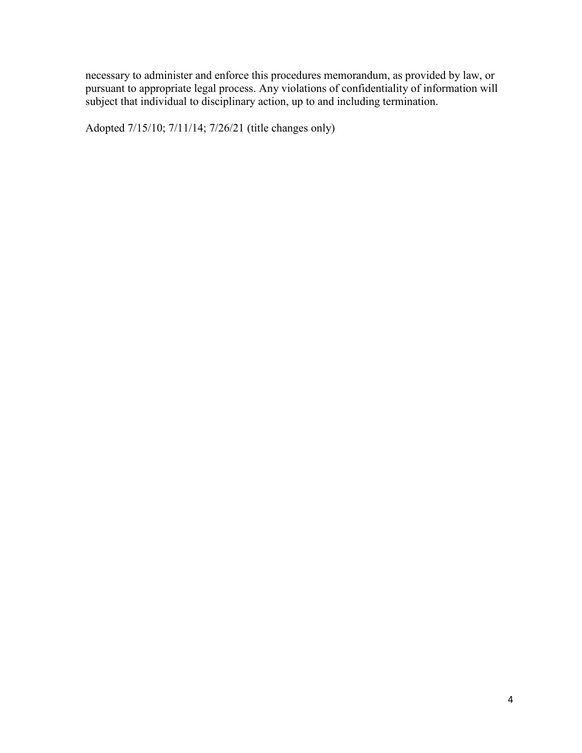necessary to administer and enforce this procedures memorandum, as provided by law, or pursuant to appropriate legal process. Any violations of confidentiality of information will subject that individual to disciplinary action, up to and including termination.

Adopted 7/15/10; 7/11/14; 7/26/21 (title changes only)